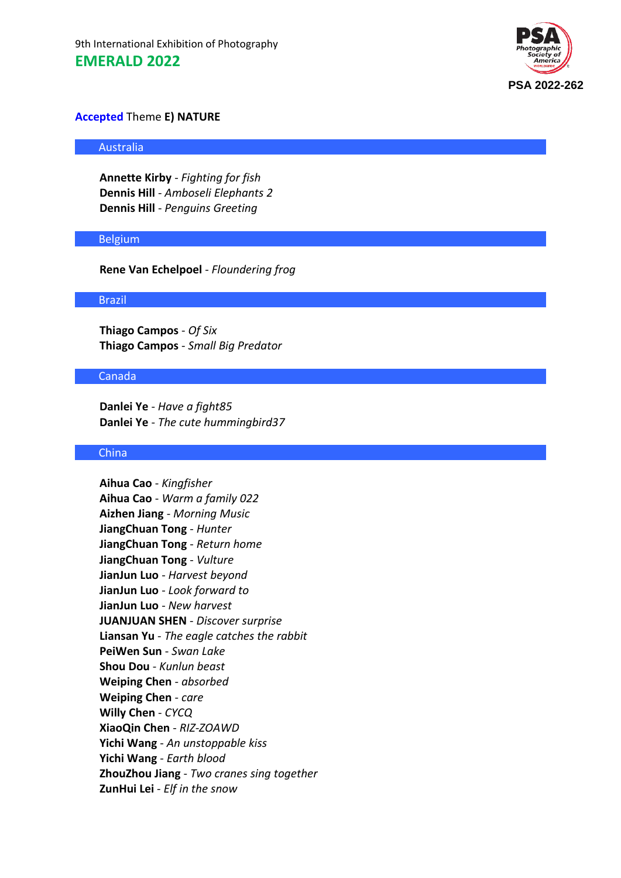9th International Exhibition of Photography

# EMERALD 2022

PSA 2022-262

**Accepted** Theme **E) NATURE**

## Australia

**Annette Kirby** - *Fighting for fish*
**Dennis Hill** - *Amboseli Elephants 2*
**Dennis Hill** - *Penguins Greeting*

## Belgium

**Rene Van Echelpoel** - *Floundering frog*

## Brazil

**Thiago Campos** - *Of Six*
**Thiago Campos** - *Small Big Predator*

## Canada

**Danlei Ye** - *Have a fight85*
**Danlei Ye** - *The cute hummingbird37*

## China

**Aihua Cao** - *Kingfisher*
**Aihua Cao** - *Warm a family 022*
**Aizhen Jiang** - *Morning Music*
**JiangChuan Tong** - *Hunter*
**JiangChuan Tong** - *Return home*
**JiangChuan Tong** - *Vulture*
**JianJun Luo** - *Harvest beyond*
**JianJun Luo** - *Look forward to*
**JianJun Luo** - *New harvest*
**JUANJUAN SHEN** - *Discover surprise*
**Liansan Yu** - *The eagle catches the rabbit*
**PeiWen Sun** - *Swan Lake*
**Shou Dou** - *Kunlun beast*
**Weiping Chen** - *absorbed*
**Weiping Chen** - *care*
**Willy Chen** - *CYCQ*
**XiaoQin Chen** - *RIZ-ZOAWD*
**Yichi Wang** - *An unstoppable kiss*
**Yichi Wang** - *Earth blood*
**ZhouZhou Jiang** - *Two cranes sing together*
**ZunHui Lei** - *Elf in the snow*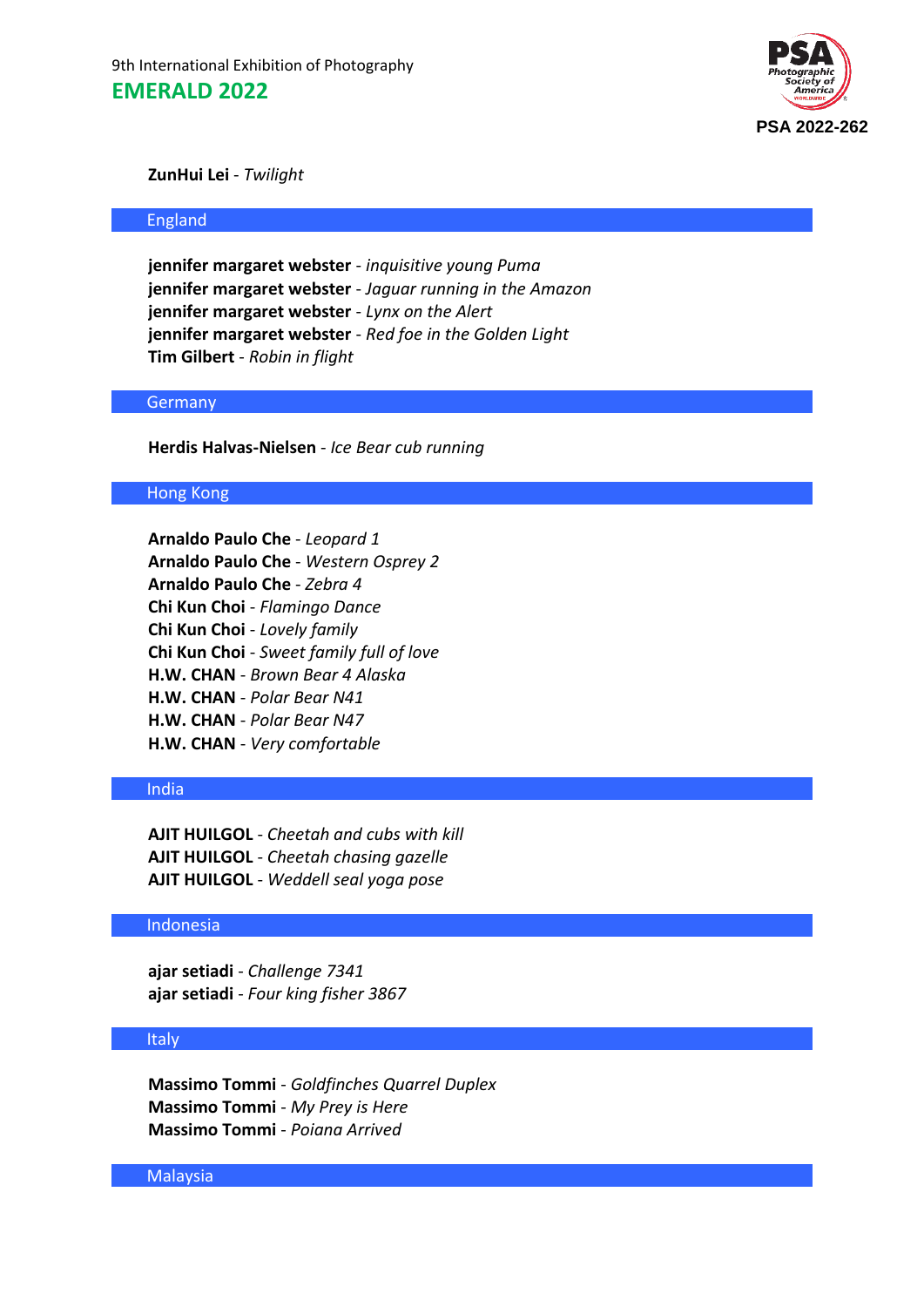**ZunHui Lei** - *Twilight*

## England

**jennifer margaret webster** - *inquisitive young Puma*
**jennifer margaret webster** - *Jaguar running in the Amazon*
**jennifer margaret webster** - *Lynx on the Alert*
**jennifer margaret webster** - *Red foe in the Golden Light*
**Tim Gilbert** - *Robin in flight*

## Germany

**Herdis Halvas-Nielsen** - *Ice Bear cub running*

## Hong Kong

**Arnaldo Paulo Che** - *Leopard 1*
**Arnaldo Paulo Che** - *Western Osprey 2*
**Arnaldo Paulo Che** - *Zebra 4*
**Chi Kun Choi** - *Flamingo Dance*
**Chi Kun Choi** - *Lovely family*
**Chi Kun Choi** - *Sweet family full of love*
**H.W. CHAN** - *Brown Bear 4 Alaska*
**H.W. CHAN** - *Polar Bear N41*
**H.W. CHAN** - *Polar Bear N47*
**H.W. CHAN** - *Very comfortable*

## India

**AJIT HUILGOL** - *Cheetah and cubs with kill*
**AJIT HUILGOL** - *Cheetah chasing gazelle*
**AJIT HUILGOL** - *Weddell seal yoga pose*

## Indonesia

**ajar setiadi** - *Challenge 7341*
**ajar setiadi** - *Four king fisher 3867*

## Italy

**Massimo Tommi** - *Goldfinches Quarrel Duplex*
**Massimo Tommi** - *My Prey is Here*
**Massimo Tommi** - *Poiana Arrived*

## Malaysia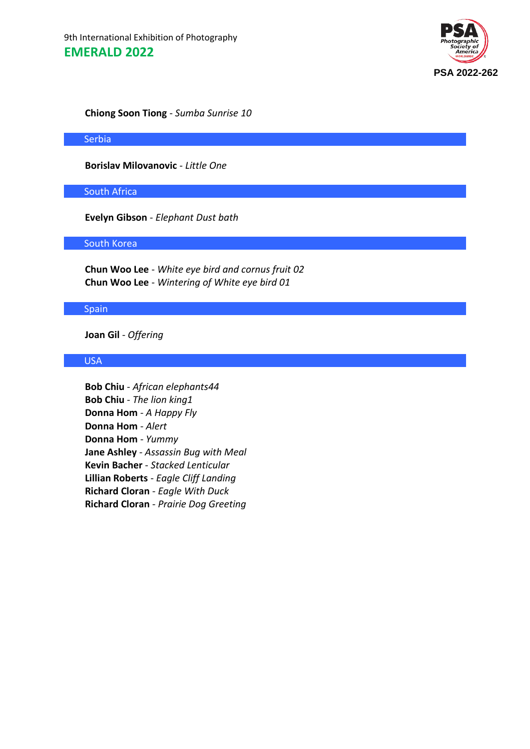**Chiong Soon Tiong** - *Sumba Sunrise 10*

## Serbia

**Borislav Milovanovic** - *Little One*

## South Africa

**Evelyn Gibson** - *Elephant Dust bath*

## South Korea

**Chun Woo Lee** - *White eye bird and cornus fruit 02*
**Chun Woo Lee** - *Wintering of White eye bird 01*

## Spain

**Joan Gil** - *Offering*

## USA

**Bob Chiu** - *African elephants44*
**Bob Chiu** - *The lion king1*
**Donna Hom** - *A Happy Fly*
**Donna Hom** - *Alert*
**Donna Hom** - *Yummy*
**Jane Ashley** - *Assassin Bug with Meal*
**Kevin Bacher** - *Stacked Lenticular*
**Lillian Roberts** - *Eagle Cliff Landing*
**Richard Cloran** - *Eagle With Duck*
**Richard Cloran** - *Prairie Dog Greeting*